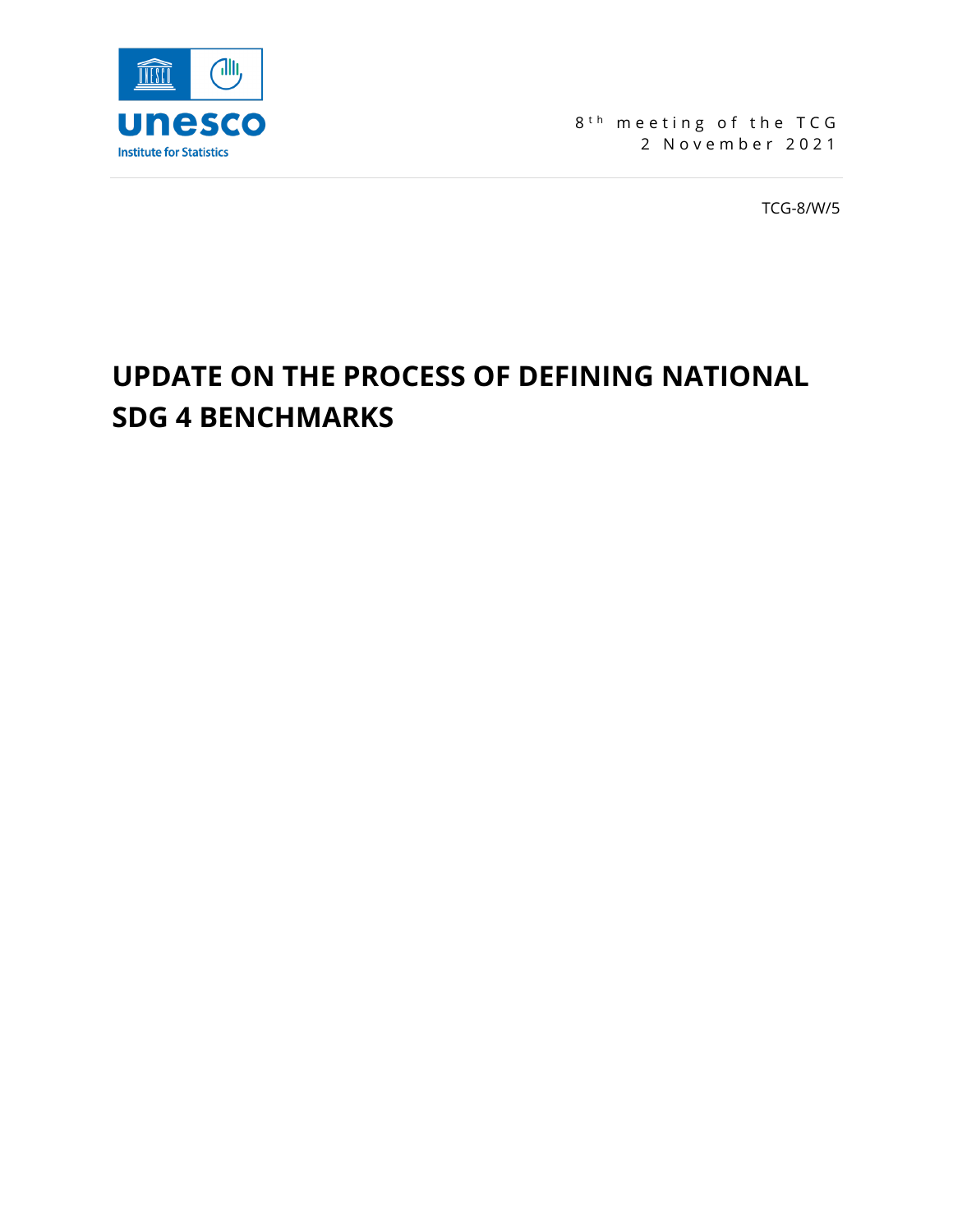8th meeting of the TCG
2 November 2021

TCG-8/W/5

# UPDATE ON THE PROCESS OF DEFINING NATIONAL SDG 4 BENCHMARKS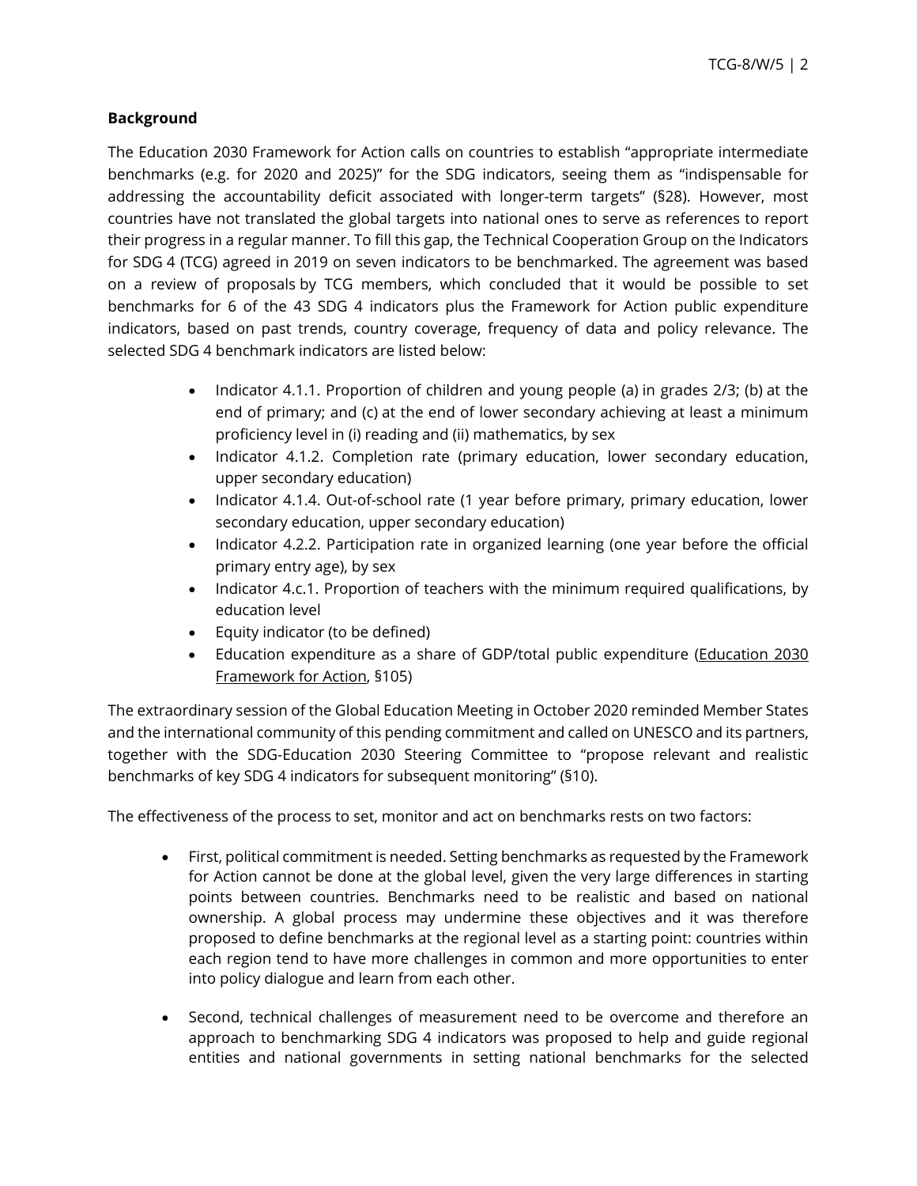**Background**

The Education 2030 Framework for Action calls on countries to establish "appropriate intermediate benchmarks (e.g. for 2020 and 2025)" for the SDG indicators, seeing them as "indispensable for addressing the accountability deficit associated with longer-term targets" (§28). However, most countries have not translated the global targets into national ones to serve as references to report their progress in a regular manner. To fill this gap, the Technical Cooperation Group on the Indicators for SDG 4 (TCG) agreed in 2019 on seven indicators to be benchmarked. The agreement was based on a review of proposals by TCG members, which concluded that it would be possible to set benchmarks for 6 of the 43 SDG 4 indicators plus the Framework for Action public expenditure indicators, based on past trends, country coverage, frequency of data and policy relevance. The selected SDG 4 benchmark indicators are listed below:

- Indicator 4.1.1. Proportion of children and young people (a) in grades 2/3; (b) at the end of primary; and (c) at the end of lower secondary achieving at least a minimum proficiency level in (i) reading and (ii) mathematics, by sex
- Indicator 4.1.2. Completion rate (primary education, lower secondary education, upper secondary education)
- Indicator 4.1.4. Out-of-school rate (1 year before primary, primary education, lower secondary education, upper secondary education)
- Indicator 4.2.2. Participation rate in organized learning (one year before the official primary entry age), by sex
- Indicator 4.c.1. Proportion of teachers with the minimum required qualifications, by education level
- Equity indicator (to be defined)
- Education expenditure as a share of GDP/total public expenditure (Education 2030 Framework for Action, §105)

The extraordinary session of the Global Education Meeting in October 2020 reminded Member States and the international community of this pending commitment and called on UNESCO and its partners, together with the SDG-Education 2030 Steering Committee to "propose relevant and realistic benchmarks of key SDG 4 indicators for subsequent monitoring" (§10).

The effectiveness of the process to set, monitor and act on benchmarks rests on two factors:

- First, political commitment is needed. Setting benchmarks as requested by the Framework for Action cannot be done at the global level, given the very large differences in starting points between countries. Benchmarks need to be realistic and based on national ownership. A global process may undermine these objectives and it was therefore proposed to define benchmarks at the regional level as a starting point: countries within each region tend to have more challenges in common and more opportunities to enter into policy dialogue and learn from each other.
- Second, technical challenges of measurement need to be overcome and therefore an approach to benchmarking SDG 4 indicators was proposed to help and guide regional entities and national governments in setting national benchmarks for the selected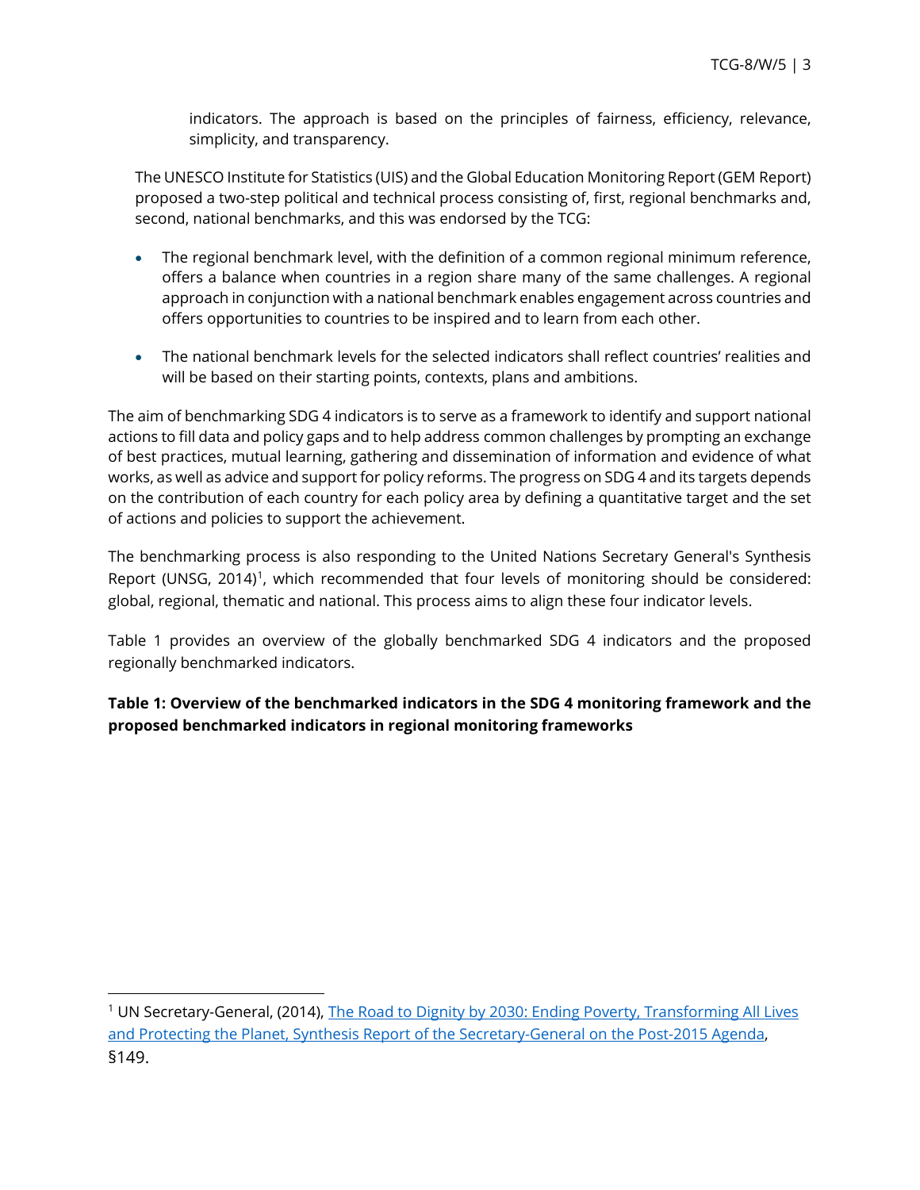indicators. The approach is based on the principles of fairness, efficiency, relevance, simplicity, and transparency.

The UNESCO Institute for Statistics (UIS) and the Global Education Monitoring Report (GEM Report) proposed a two-step political and technical process consisting of, first, regional benchmarks and, second, national benchmarks, and this was endorsed by the TCG:

- The regional benchmark level, with the definition of a common regional minimum reference, offers a balance when countries in a region share many of the same challenges. A regional approach in conjunction with a national benchmark enables engagement across countries and offers opportunities to countries to be inspired and to learn from each other.
- The national benchmark levels for the selected indicators shall reflect countries' realities and will be based on their starting points, contexts, plans and ambitions.

The aim of benchmarking SDG 4 indicators is to serve as a framework to identify and support national actions to fill data and policy gaps and to help address common challenges by prompting an exchange of best practices, mutual learning, gathering and dissemination of information and evidence of what works, as well as advice and support for policy reforms. The progress on SDG 4 and its targets depends on the contribution of each country for each policy area by defining a quantitative target and the set of actions and policies to support the achievement.

The benchmarking process is also responding to the United Nations Secretary General's Synthesis Report (UNSG, 2014)[1], which recommended that four levels of monitoring should be considered: global, regional, thematic and national. This process aims to align these four indicator levels.

Table 1 provides an overview of the globally benchmarked SDG 4 indicators and the proposed regionally benchmarked indicators.

**Table 1: Overview of the benchmarked indicators in the SDG 4 monitoring framework and the proposed benchmarked indicators in regional monitoring frameworks**

---

[1] UN Secretary-General, (2014), The Road to Dignity by 2030: Ending Poverty, Transforming All Lives and Protecting the Planet, Synthesis Report of the Secretary-General on the Post-2015 Agenda, §149.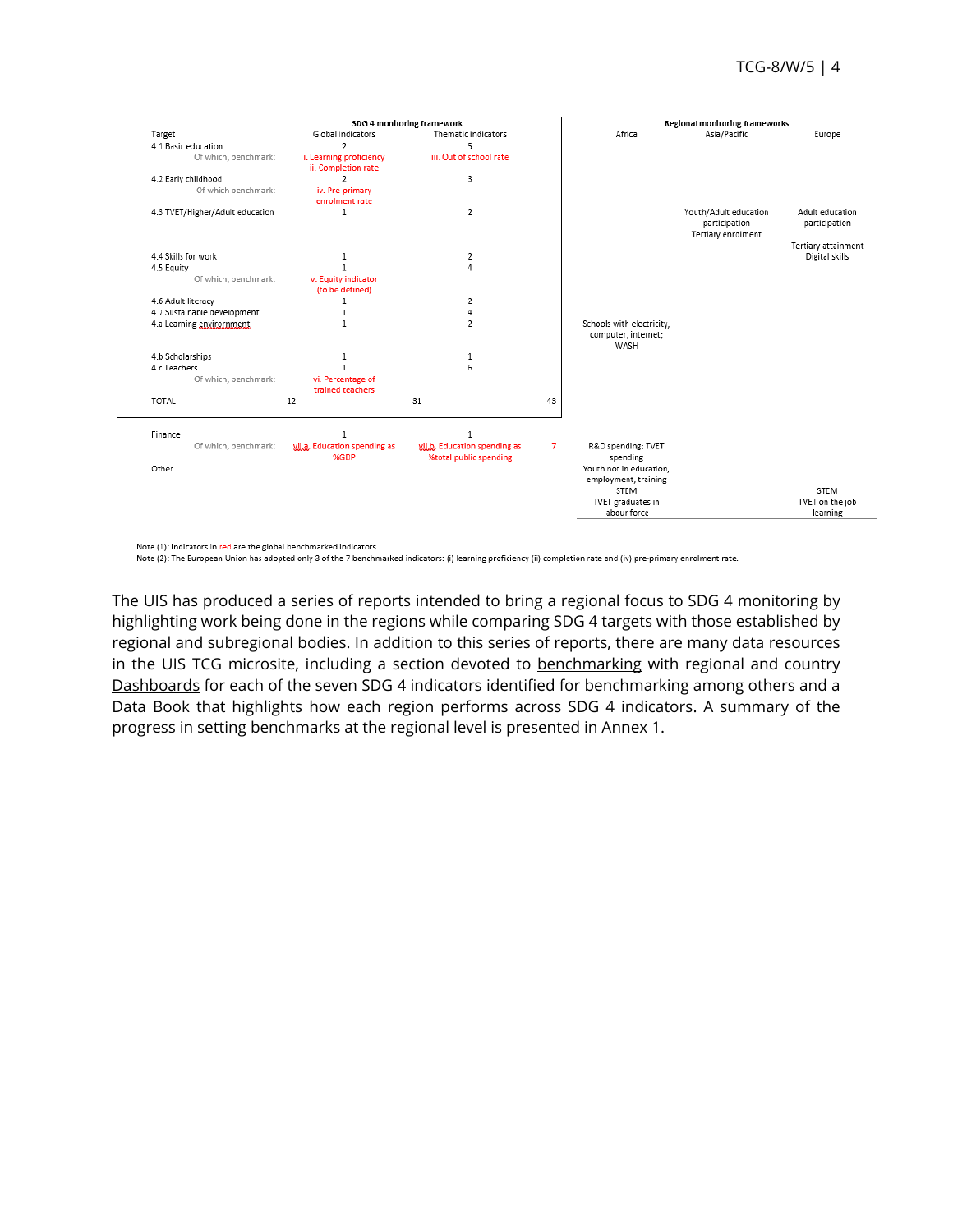| | SDG 4 monitoring framework | | | Regional monitoring frameworks | | |
|---|---|---|---|---|---|---|
| Target | Global indicators | Thematic indicators | | Africa | Asia/Pacific | Europe |
| 4.1 Basic education | 2 | 5 | | | | |
| Of which, benchmark: | i. Learning proficiency<br>ii. Completion rate | iii. Out of school rate | | | | |
| 4.2 Early childhood | 2 | 3 | | | | |
| Of which benchmark: | iv. Pre-primary enrolment rate | | | | | |
| 4.3 TVET/Higher/Adult education | 1 | 2 | | | Youth/Adult education participation<br>Tertiary enrolment | Adult education participation<br>Tertiary attainment<br>Digital skills |
| 4.4 Skills for work | 1 | 2 | | | | |
| 4.5 Equity | 1 | 4 | | | | |
| Of which, benchmark: | v. Equity indicator (to be defined) | | | | | |
| 4.6 Adult literacy | 1 | 2 | | | | |
| 4.7 Sustainable development | 1 | 4 | | | | |
| 4.a Learning environment | 1 | 2 | | Schools with electricity, computer, internet; WASH | | |
| 4.b Scholarships | 1 | 1 | | | | |
| 4.c Teachers | 1 | 6 | | | | |
| Of which, benchmark: | vi. Percentage of trained teachers | | | | | |
| TOTAL | 12 | 31 | 43 | | | |
| Finance | 1 | 1 | | R&D spending; TVET spending | | |
| Of which, benchmark: | vii.a. Education spending as %GDP | vii.b. Education spending as %total public spending | 7 | | | |
| Other | | | | Youth not in education, employment, training<br>STEM<br>TVET graduates in labour force | | STEM<br>TVET on the job learning |

Note (1): Indicators in red are the global benchmarked indicators.
Note (2): The European Union has adopted only 3 of the 7 benchmarked indicators: (i) learning proficiency (ii) completion rate and (iv) pre-primary enrolment rate.

The UIS has produced a series of reports intended to bring a regional focus to SDG 4 monitoring by highlighting work being done in the regions while comparing SDG 4 targets with those established by regional and subregional bodies. In addition to this series of reports, there are many data resources in the UIS TCG microsite, including a section devoted to benchmarking with regional and country Dashboards for each of the seven SDG 4 indicators identified for benchmarking among others and a Data Book that highlights how each region performs across SDG 4 indicators. A summary of the progress in setting benchmarks at the regional level is presented in Annex 1.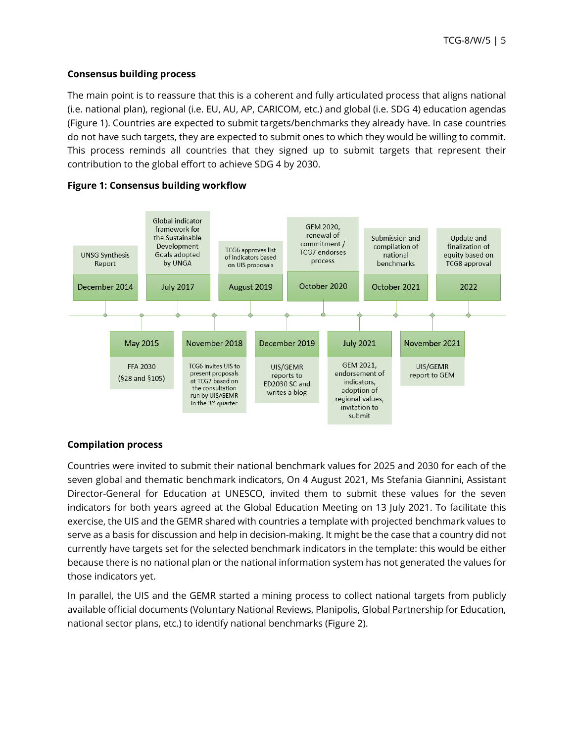### Consensus building process

The main point is to reassure that this is a coherent and fully articulated process that aligns national (i.e. national plan), regional (i.e. EU, AU, AP, CARICOM, etc.) and global (i.e. SDG 4) education agendas (Figure 1). Countries are expected to submit targets/benchmarks they already have. In case countries do not have such targets, they are expected to submit ones to which they would be willing to commit. This process reminds all countries that they signed up to submit targets that represent their contribution to the global effort to achieve SDG 4 by 2030.

**Figure 1: Consensus building workflow**

| Date | Event |
| --- | --- |
| December 2014 | UNSG Synthesis Report |
| May 2015 | FFA 2030 (§28 and §105) |
| July 2017 | Global indicator framework for the Sustainable Development Goals adopted by UNGA |
| November 2018 | TCG6 invites UIS to present proposals at TCG7 based on the consultation run by UIS/GEMR in the 3rd quarter |
| August 2019 | TCG6 approves list of indicators based on UIS proposals |
| December 2019 | UIS/GEMR reports to ED2030 SC and writes a blog |
| October 2020 | GEM 2020, renewal of commitment / TCG7 endorses process |
| July 2021 | GEM 2021, endorsement of indicators, adoption of regional values, invitation to submit |
| October 2021 | Submission and compilation of national benchmarks |
| November 2021 | UIS/GEMR report to GEM |
| 2022 | Update and finalization of equity based on TCG8 approval |

### Compilation process

Countries were invited to submit their national benchmark values for 2025 and 2030 for each of the seven global and thematic benchmark indicators, On 4 August 2021, Ms Stefania Giannini, Assistant Director-General for Education at UNESCO, invited them to submit these values for the seven indicators for both years agreed at the Global Education Meeting on 13 July 2021. To facilitate this exercise, the UIS and the GEMR shared with countries a template with projected benchmark values to serve as a basis for discussion and help in decision-making. It might be the case that a country did not currently have targets set for the selected benchmark indicators in the template: this would be either because there is no national plan or the national information system has not generated the values for those indicators yet.

In parallel, the UIS and the GEMR started a mining process to collect national targets from publicly available official documents (Voluntary National Reviews, Planipolis, Global Partnership for Education, national sector plans, etc.) to identify national benchmarks (Figure 2).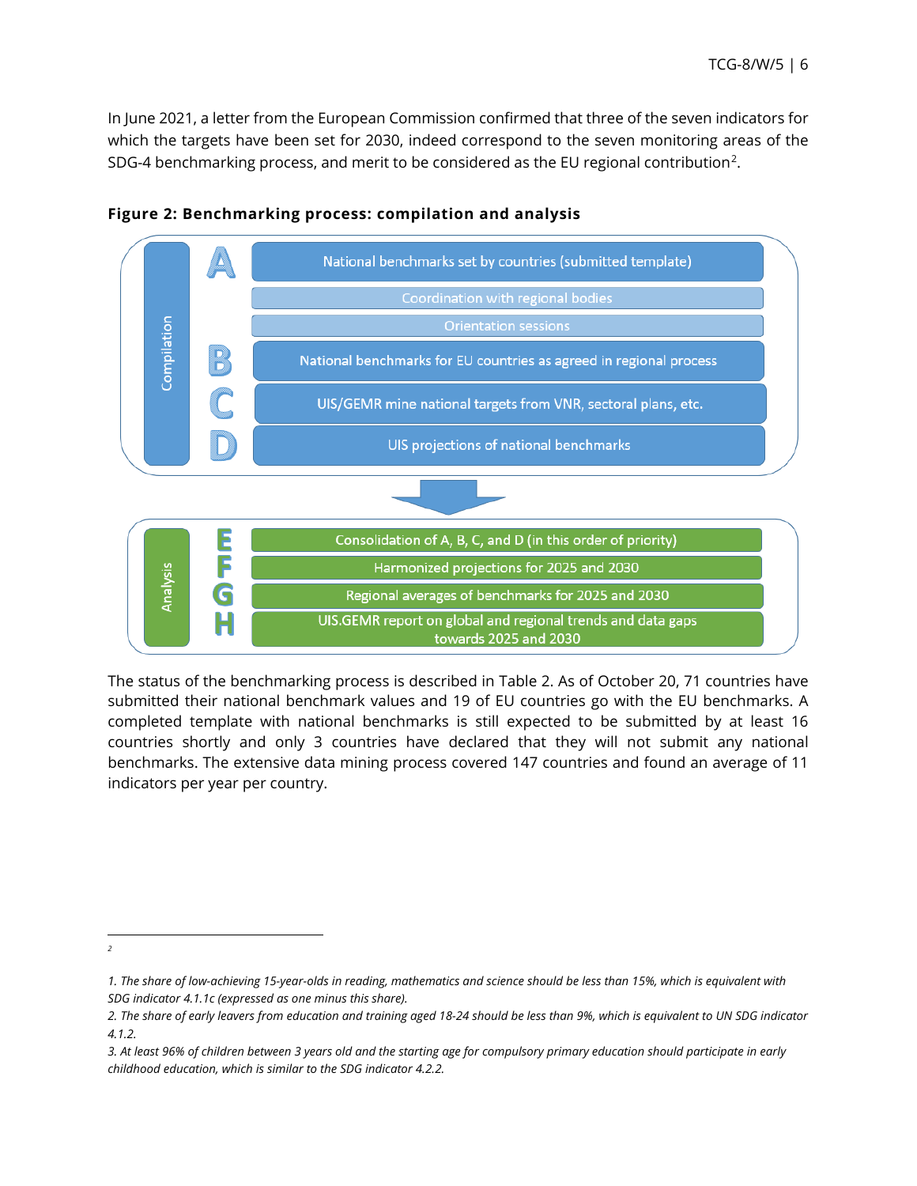In June 2021, a letter from the European Commission confirmed that three of the seven indicators for which the targets have been set for 2030, indeed correspond to the seven monitoring areas of the SDG-4 benchmarking process, and merit to be considered as the EU regional contribution[2].

**Figure 2: Benchmarking process: compilation and analysis**

**Compilation**

- **A** National benchmarks set by countries (submitted template)
- Coordination with regional bodies
- Orientation sessions
- **B** National benchmarks for EU countries as agreed in regional process
- **C** UIS/GEMR mine national targets from VNR, sectoral plans, etc.
- **D** UIS projections of national benchmarks

**Analysis**

- **E** Consolidation of A, B, C, and D (in this order of priority)
- **F** Harmonized projections for 2025 and 2030
- **G** Regional averages of benchmarks for 2025 and 2030
- **H** UIS.GEMR report on global and regional trends and data gaps towards 2025 and 2030

The status of the benchmarking process is described in Table 2. As of October 20, 71 countries have submitted their national benchmark values and 19 of EU countries go with the EU benchmarks. A completed template with national benchmarks is still expected to be submitted by at least 16 countries shortly and only 3 countries have declared that they will not submit any national benchmarks. The extensive data mining process covered 147 countries and found an average of 11 indicators per year per country.

---

[2]

*1. The share of low-achieving 15-year-olds in reading, mathematics and science should be less than 15%, which is equivalent with SDG indicator 4.1.1c (expressed as one minus this share).*

*2. The share of early leavers from education and training aged 18-24 should be less than 9%, which is equivalent to UN SDG indicator 4.1.2.*

*3. At least 96% of children between 3 years old and the starting age for compulsory primary education should participate in early childhood education, which is similar to the SDG indicator 4.2.2.*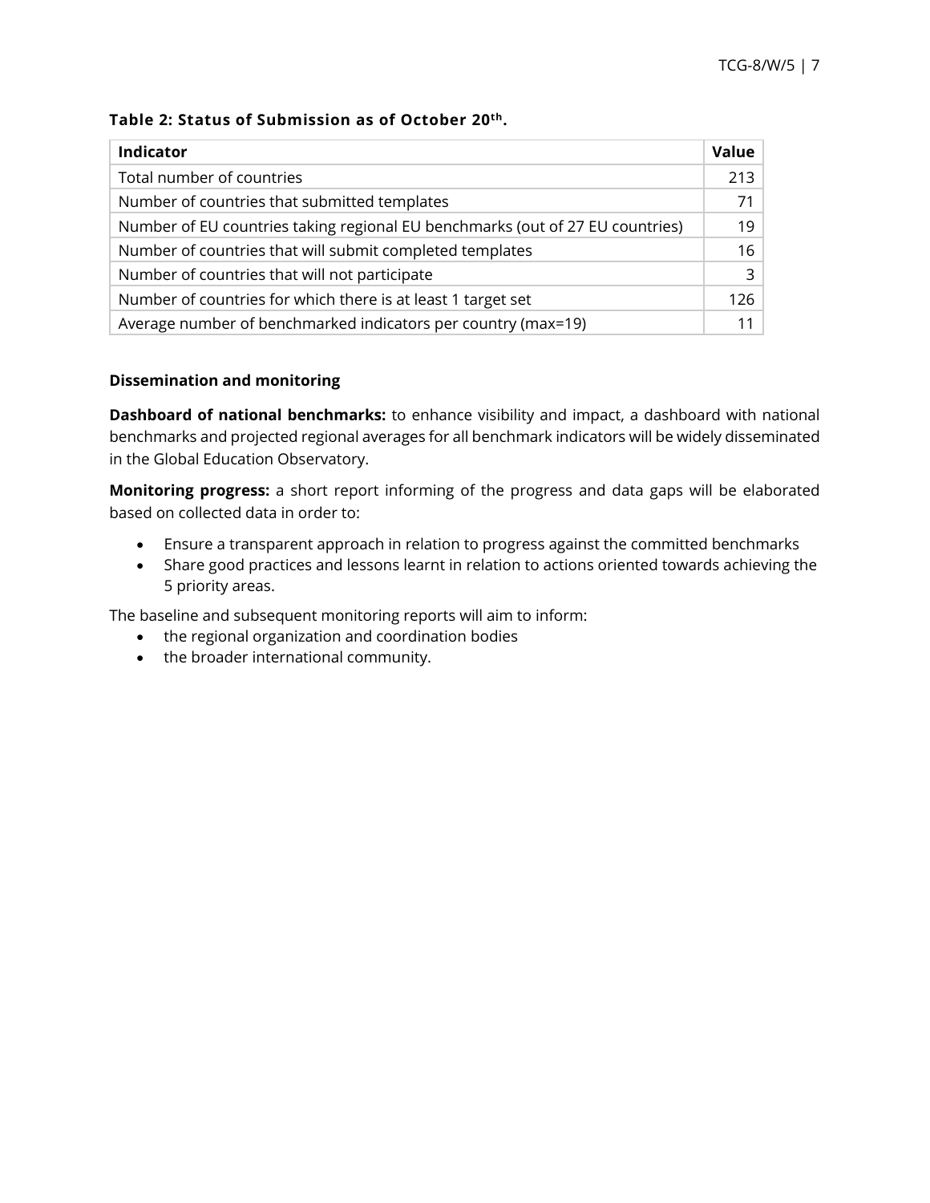**Table 2: Status of Submission as of October 20th.**

| Indicator | Value |
| --- | --- |
| Total number of countries | 213 |
| Number of countries that submitted templates | 71 |
| Number of EU countries taking regional EU benchmarks (out of 27 EU countries) | 19 |
| Number of countries that will submit completed templates | 16 |
| Number of countries that will not participate | 3 |
| Number of countries for which there is at least 1 target set | 126 |
| Average number of benchmarked indicators per country (max=19) | 11 |

**Dissemination and monitoring**

**Dashboard of national benchmarks:** to enhance visibility and impact, a dashboard with national benchmarks and projected regional averages for all benchmark indicators will be widely disseminated in the Global Education Observatory.

**Monitoring progress:** a short report informing of the progress and data gaps will be elaborated based on collected data in order to:

- Ensure a transparent approach in relation to progress against the committed benchmarks
- Share good practices and lessons learnt in relation to actions oriented towards achieving the 5 priority areas.

The baseline and subsequent monitoring reports will aim to inform:

- the regional organization and coordination bodies
- the broader international community.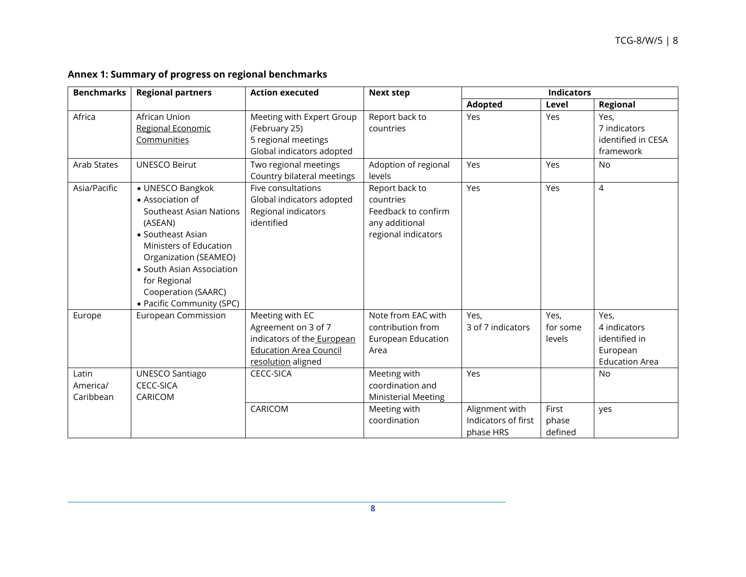## Annex 1: Summary of progress on regional benchmarks

| Benchmarks | Regional partners | Action executed | Next step | Indicators | | |
|---|---|---|---|---|---|---|
| | | | | Adopted | Level | Regional |
| Africa | African Union<br>Regional Economic Communities | Meeting with Expert Group (February 25)<br>5 regional meetings<br>Global indicators adopted | Report back to countries | Yes | Yes | Yes,<br>7 indicators identified in CESA framework |
| Arab States | UNESCO Beirut | Two regional meetings<br>Country bilateral meetings | Adoption of regional levels | Yes | Yes | No |
| Asia/Pacific | • UNESCO Bangkok<br>• Association of Southeast Asian Nations (ASEAN)<br>• Southeast Asian Ministers of Education Organization (SEAMEO)<br>• South Asian Association for Regional Cooperation (SAARC)<br>• Pacific Community (SPC) | Five consultations<br>Global indicators adopted<br>Regional indicators identified | Report back to countries<br>Feedback to confirm any additional regional indicators | Yes | Yes | 4 |
| Europe | European Commission | Meeting with EC<br>Agreement on 3 of 7 indicators of the European Education Area Council resolution aligned | Note from EAC with contribution from European Education Area | Yes,<br>3 of 7 indicators | Yes,<br>for some levels | Yes,<br>4 indicators identified in European Education Area |
| Latin America/ Caribbean | UNESCO Santiago<br>CECC-SICA<br>CARICOM | CECC-SICA | Meeting with coordination and Ministerial Meeting | Yes | | No |
| | | CARICOM | Meeting with coordination | Alignment with Indicators of first phase HRS | First phase defined | yes |